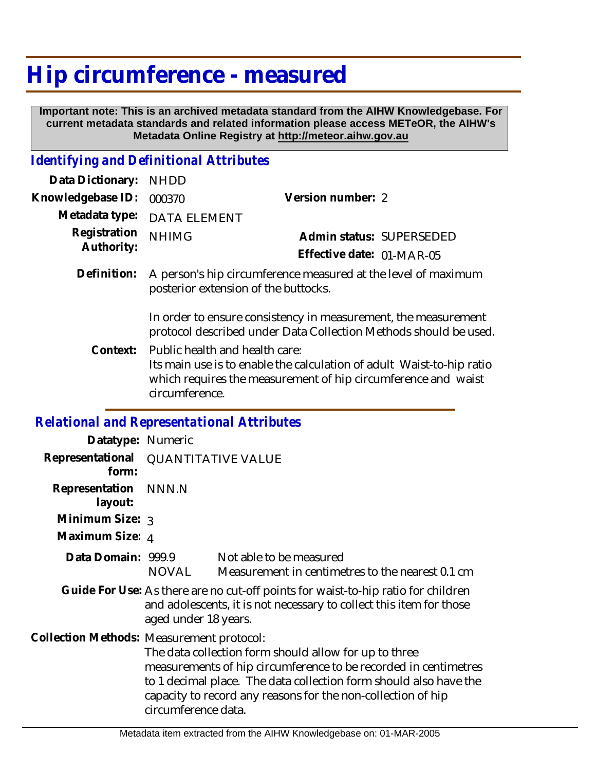# Hip circumference - measured

**Important note: This is an archived metadata standard from the AIHW Knowledgebase. For current metadata standards and related information please access METeOR, the AIHW's Metadata Online Registry at http://meteor.aihw.gov.au**

## *Identifying and Definitional Attributes*

**Data Dictionary:** NHDD

**Knowledgebase ID:** 000370

**Version number:** 2

**Metadata type:** DATA ELEMENT

**Registration Authority:** NHIMG

**Admin status:** SUPERSEDED

**Effective date:** 01-MAR-05

**Definition:** A person's hip circumference measured at the level of maximum posterior extension of the buttocks.

In order to ensure consistency in measurement, the measurement protocol described under Data Collection Methods should be used.

**Context:** Public health and health care:
Its main use is to enable the calculation of adult Waist-to-hip ratio which requires the measurement of hip circumference and waist circumference.

## *Relational and Representational Attributes*

**Datatype:** Numeric

**Representational form:** QUANTITATIVE VALUE

**Representation layout:** NNN.N

**Minimum Size:** 3

**Maximum Size:** 4

**Data Domain:**

| | |
|---|---|
| 999.9 | Not able to be measured |
| NOVAL | Measurement in centimetres to the nearest 0.1 cm |

**Guide For Use:** As there are no cut-off points for waist-to-hip ratio for children and adolescents, it is not necessary to collect this item for those aged under 18 years.

**Collection Methods:** Measurement protocol:
The data collection form should allow for up to three measurements of hip circumference to be recorded in centimetres to 1 decimal place. The data collection form should also have the capacity to record any reasons for the non-collection of hip circumference data.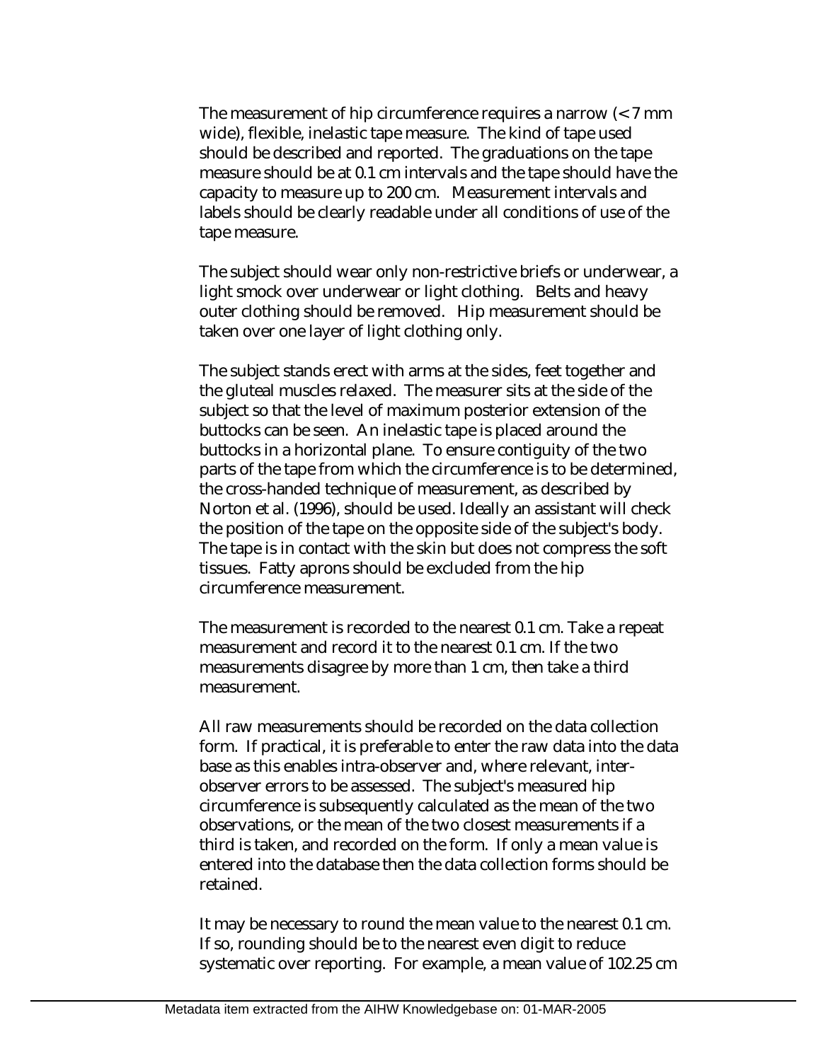The measurement of hip circumference requires a narrow (< 7 mm wide), flexible, inelastic tape measure. The kind of tape used should be described and reported. The graduations on the tape measure should be at 0.1 cm intervals and the tape should have the capacity to measure up to 200 cm. Measurement intervals and labels should be clearly readable under all conditions of use of the tape measure.

The subject should wear only non-restrictive briefs or underwear, a light smock over underwear or light clothing. Belts and heavy outer clothing should be removed. Hip measurement should be taken over one layer of light clothing only.

The subject stands erect with arms at the sides, feet together and the gluteal muscles relaxed. The measurer sits at the side of the subject so that the level of maximum posterior extension of the buttocks can be seen. An inelastic tape is placed around the buttocks in a horizontal plane. To ensure contiguity of the two parts of the tape from which the circumference is to be determined, the cross-handed technique of measurement, as described by Norton et al. (1996), should be used. Ideally an assistant will check the position of the tape on the opposite side of the subject's body. The tape is in contact with the skin but does not compress the soft tissues. Fatty aprons should be excluded from the hip circumference measurement.

The measurement is recorded to the nearest 0.1 cm. Take a repeat measurement and record it to the nearest 0.1 cm. If the two measurements disagree by more than 1 cm, then take a third measurement.

All raw measurements should be recorded on the data collection form. If practical, it is preferable to enter the raw data into the data base as this enables intra-observer and, where relevant, inter-observer errors to be assessed. The subject's measured hip circumference is subsequently calculated as the mean of the two observations, or the mean of the two closest measurements if a third is taken, and recorded on the form. If only a mean value is entered into the database then the data collection forms should be retained.

It may be necessary to round the mean value to the nearest 0.1 cm. If so, rounding should be to the nearest even digit to reduce systematic over reporting. For example, a mean value of 102.25 cm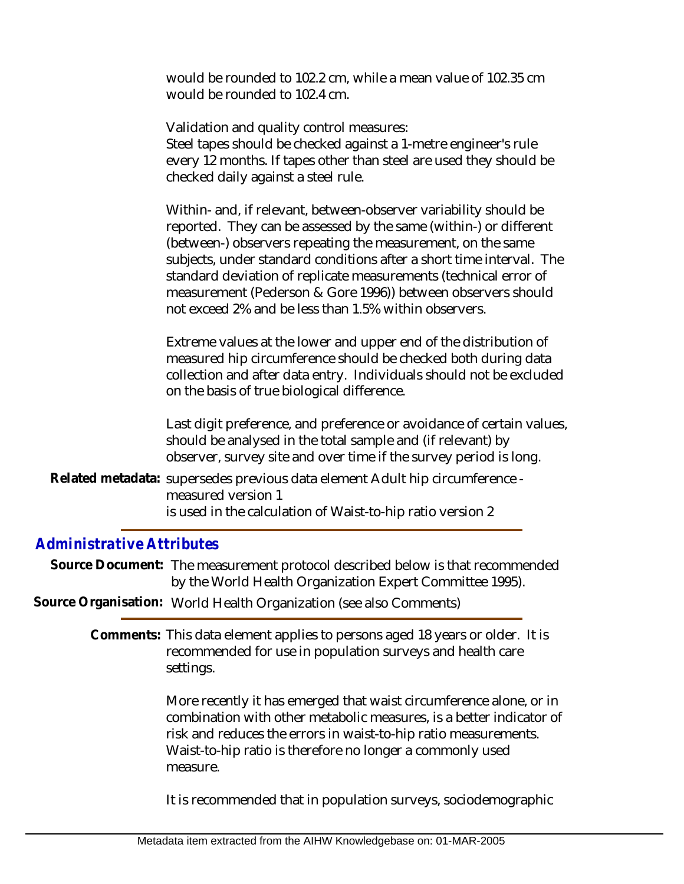would be rounded to 102.2 cm, while a mean value of 102.35 cm would be rounded to 102.4 cm.

Validation and quality control measures:
Steel tapes should be checked against a 1-metre engineer's rule every 12 months. If tapes other than steel are used they should be checked daily against a steel rule.

Within- and, if relevant, between-observer variability should be reported. They can be assessed by the same (within-) or different (between-) observers repeating the measurement, on the same subjects, under standard conditions after a short time interval. The standard deviation of replicate measurements (technical error of measurement (Pederson & Gore 1996)) between observers should not exceed 2% and be less than 1.5% within observers.

Extreme values at the lower and upper end of the distribution of measured hip circumference should be checked both during data collection and after data entry. Individuals should not be excluded on the basis of true biological difference.

Last digit preference, and preference or avoidance of certain values, should be analysed in the total sample and (if relevant) by observer, survey site and over time if the survey period is long.

**Related metadata:** supersedes previous data element Adult hip circumference - measured version 1
is used in the calculation of Waist-to-hip ratio version 2

## *Administrative Attributes*

**Source Document:** The measurement protocol described below is that recommended by the World Health Organization Expert Committee 1995).

**Source Organisation:** World Health Organization (see also Comments)

**Comments:** This data element applies to persons aged 18 years or older. It is recommended for use in population surveys and health care settings.

More recently it has emerged that waist circumference alone, or in combination with other metabolic measures, is a better indicator of risk and reduces the errors in waist-to-hip ratio measurements. Waist-to-hip ratio is therefore no longer a commonly used measure.

It is recommended that in population surveys, sociodemographic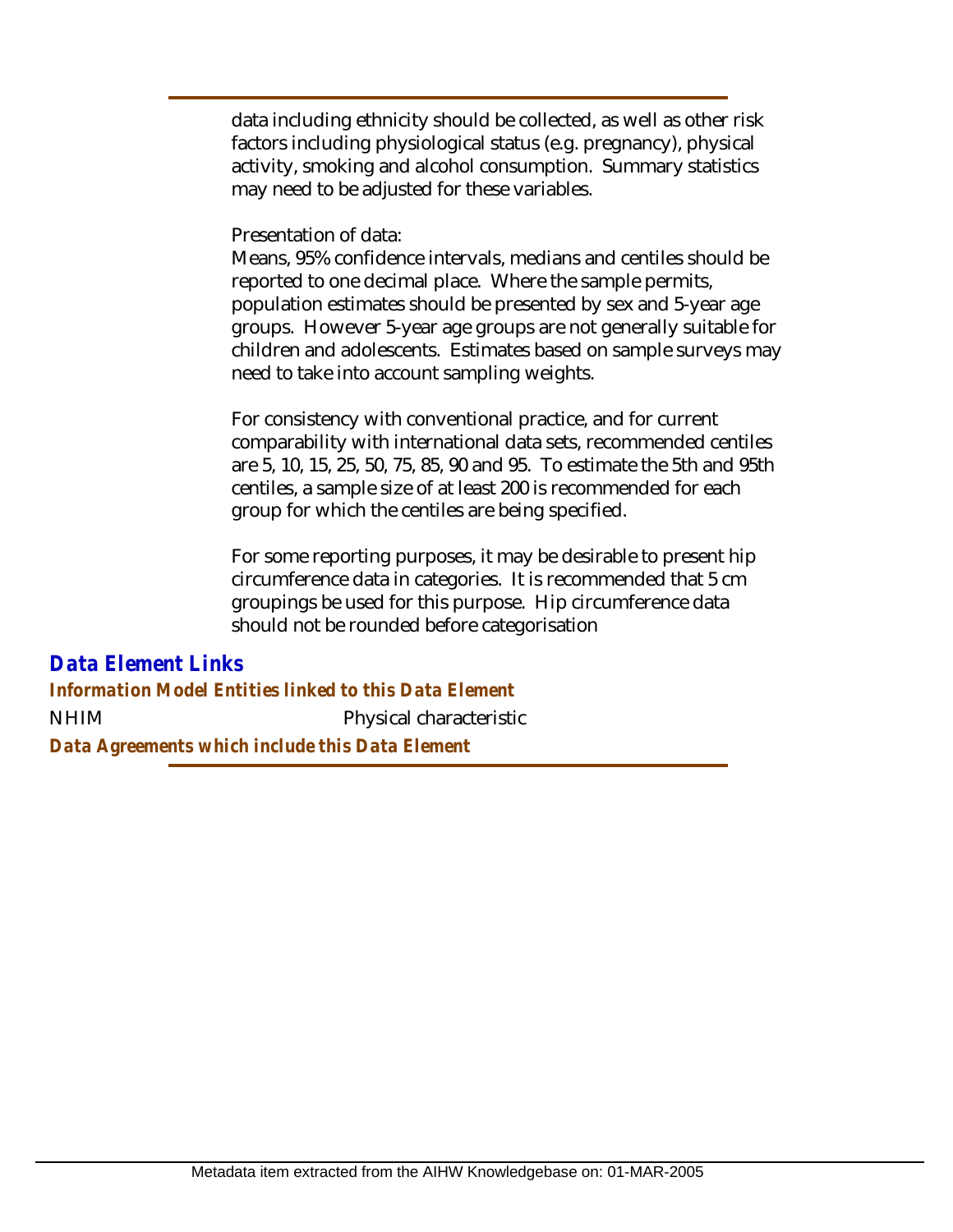data including ethnicity should be collected, as well as other risk factors including physiological status (e.g. pregnancy), physical activity, smoking and alcohol consumption. Summary statistics may need to be adjusted for these variables.

Presentation of data:
Means, 95% confidence intervals, medians and centiles should be reported to one decimal place. Where the sample permits, population estimates should be presented by sex and 5-year age groups. However 5-year age groups are not generally suitable for children and adolescents. Estimates based on sample surveys may need to take into account sampling weights.

For consistency with conventional practice, and for current comparability with international data sets, recommended centiles are 5, 10, 15, 25, 50, 75, 85, 90 and 95. To estimate the 5th and 95th centiles, a sample size of at least 200 is recommended for each group for which the centiles are being specified.

For some reporting purposes, it may be desirable to present hip circumference data in categories. It is recommended that 5 cm groupings be used for this purpose. Hip circumference data should not be rounded before categorisation

## Data Element Links

### Information Model Entities linked to this Data Element

NHIM Physical characteristic

### Data Agreements which include this Data Element

Metadata item extracted from the AIHW Knowledgebase on: 01-MAR-2005